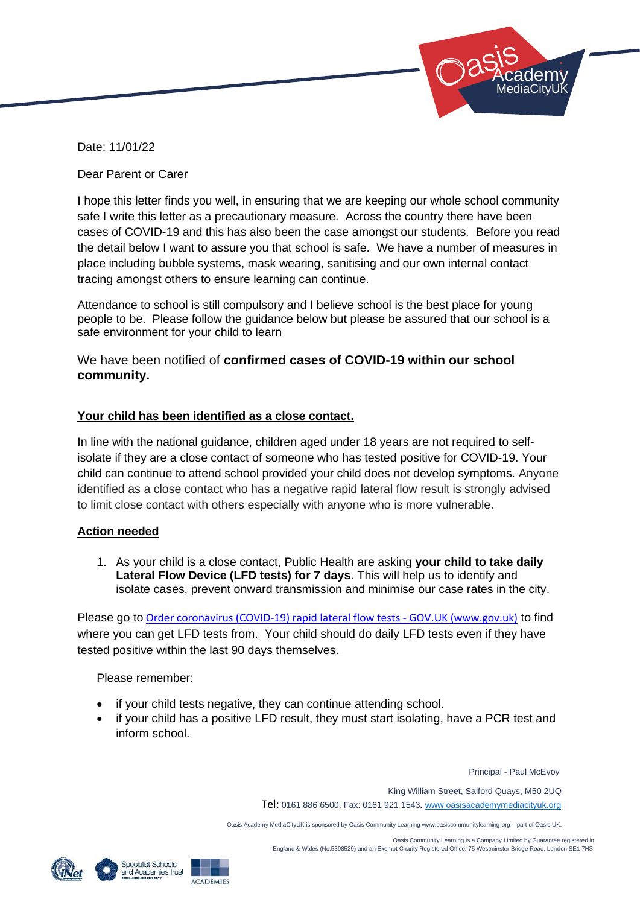Date: 11/01/22

Dear Parent or Carer

I hope this letter finds you well, in ensuring that we are keeping our whole school community safe I write this letter as a precautionary measure. Across the country there have been cases of COVID-19 and this has also been the case amongst our students. Before you read the detail below I want to assure you that school is safe. We have a number of measures in place including bubble systems, mask wearing, sanitising and our own internal contact tracing amongst others to ensure learning can continue.

Attendance to school is still compulsory and I believe school is the best place for young people to be. Please follow the guidance below but please be assured that our school is a safe environment for your child to learn

We have been notified of **confirmed cases of COVID-19 within our school community.**

**Your child has been identified as a close contact.**

In line with the national guidance, children aged under 18 years are not required to self-isolate if they are a close contact of someone who has tested positive for COVID-19. Your child can continue to attend school provided your child does not develop symptoms. Anyone identified as a close contact who has a negative rapid lateral flow result is strongly advised to limit close contact with others especially with anyone who is more vulnerable.

**Action needed**

1. As your child is a close contact, Public Health are asking **your child to take daily Lateral Flow Device (LFD tests) for 7 days**. This will help us to identify and isolate cases, prevent onward transmission and minimise our case rates in the city.

Please go to Order coronavirus (COVID-19) rapid lateral flow tests - GOV.UK (www.gov.uk) to find where you can get LFD tests from. Your child should do daily LFD tests even if they have tested positive within the last 90 days themselves.

Please remember:

- if your child tests negative, they can continue attending school.
- if your child has a positive LFD result, they must start isolating, have a PCR test and inform school.

Principal - Paul McEvoy

King William Street, Salford Quays, M50 2UQ

Tel: 0161 886 6500. Fax: 0161 921 1543. www.oasisacademymediacityuk.org

Oasis Academy MediaCityUK is sponsored by Oasis Community Learning www.oasiscommunitylearning.org – part of Oasis UK.

Oasis Community Learning is a Company Limited by Guarantee registered in England & Wales (No.5398529) and an Exempt Charity Registered Office: 75 Westminster Bridge Road, London SE1 7HS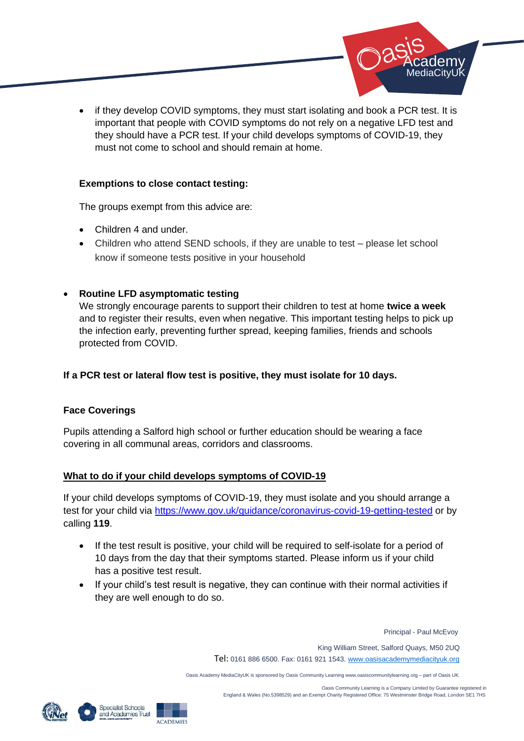- if they develop COVID symptoms, they must start isolating and book a PCR test. It is important that people with COVID symptoms do not rely on a negative LFD test and they should have a PCR test. If your child develops symptoms of COVID-19, they must not come to school and should remain at home.

**Exemptions to close contact testing:**

The groups exempt from this advice are:

- Children 4 and under.
- Children who attend SEND schools, if they are unable to test – please let school know if someone tests positive in your household

- **Routine LFD asymptomatic testing**
  We strongly encourage parents to support their children to test at home **twice a week** and to register their results, even when negative. This important testing helps to pick up the infection early, preventing further spread, keeping families, friends and schools protected from COVID.

**If a PCR test or lateral flow test is positive, they must isolate for 10 days.**

**Face Coverings**

Pupils attending a Salford high school or further education should be wearing a face covering in all communal areas, corridors and classrooms.

**What to do if your child develops symptoms of COVID-19**

If your child develops symptoms of COVID-19, they must isolate and you should arrange a test for your child via [https://www.gov.uk/guidance/coronavirus-covid-19-getting-tested](https://www.gov.uk/guidance/coronavirus-covid-19-getting-tested) or by calling **119**.

- If the test result is positive, your child will be required to self-isolate for a period of 10 days from the day that their symptoms started. Please inform us if your child has a positive test result.
- If your child's test result is negative, they can continue with their normal activities if they are well enough to do so.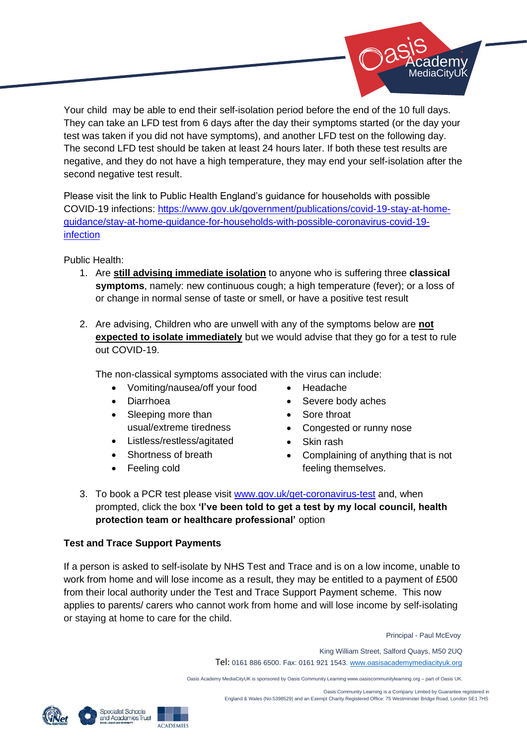Your child  may be able to end their self-isolation period before the end of the 10 full days. They can take an LFD test from 6 days after the day their symptoms started (or the day your test was taken if you did not have symptoms), and another LFD test on the following day. The second LFD test should be taken at least 24 hours later. If both these test results are negative, and they do not have a high temperature, they may end your self-isolation after the second negative test result.

Please visit the link to Public Health England's guidance for households with possible COVID-19 infections: [https://www.gov.uk/government/publications/covid-19-stay-at-home-guidance/stay-at-home-guidance-for-households-with-possible-coronavirus-covid-19-infection](https://www.gov.uk/government/publications/covid-19-stay-at-home-guidance/stay-at-home-guidance-for-households-with-possible-coronavirus-covid-19-infection)

Public Health:

1. Are **still advising immediate isolation** to anyone who is suffering three **classical symptoms**, namely: new continuous cough; a high temperature (fever); or a loss of or change in normal sense of taste or smell, or have a positive test result

2. Are advising, Children who are unwell with any of the symptoms below are **not expected to isolate immediately** but we would advise that they go for a test to rule out COVID-19.

   The non-classical symptoms associated with the virus can include:

   - Vomiting/nausea/off your food
   - Diarrhoea
   - Sleeping more than usual/extreme tiredness
   - Listless/restless/agitated
   - Shortness of breath
   - Feeling cold
   - Headache
   - Severe body aches
   - Sore throat
   - Congested or runny nose
   - Skin rash
   - Complaining of anything that is not feeling themselves.

3. To book a PCR test please visit [www.gov.uk/get-coronavirus-test](http://www.gov.uk/get-coronavirus-test) and, when prompted, click the box **'I've been told to get a test by my local council, health protection team or healthcare professional'** option

**Test and Trace Support Payments**

If a person is asked to self-isolate by NHS Test and Trace and is on a low income, unable to work from home and will lose income as a result, they may be entitled to a payment of £500 from their local authority under the Test and Trace Support Payment scheme. This now applies to parents/ carers who cannot work from home and will lose income by self-isolating or staying at home to care for the child.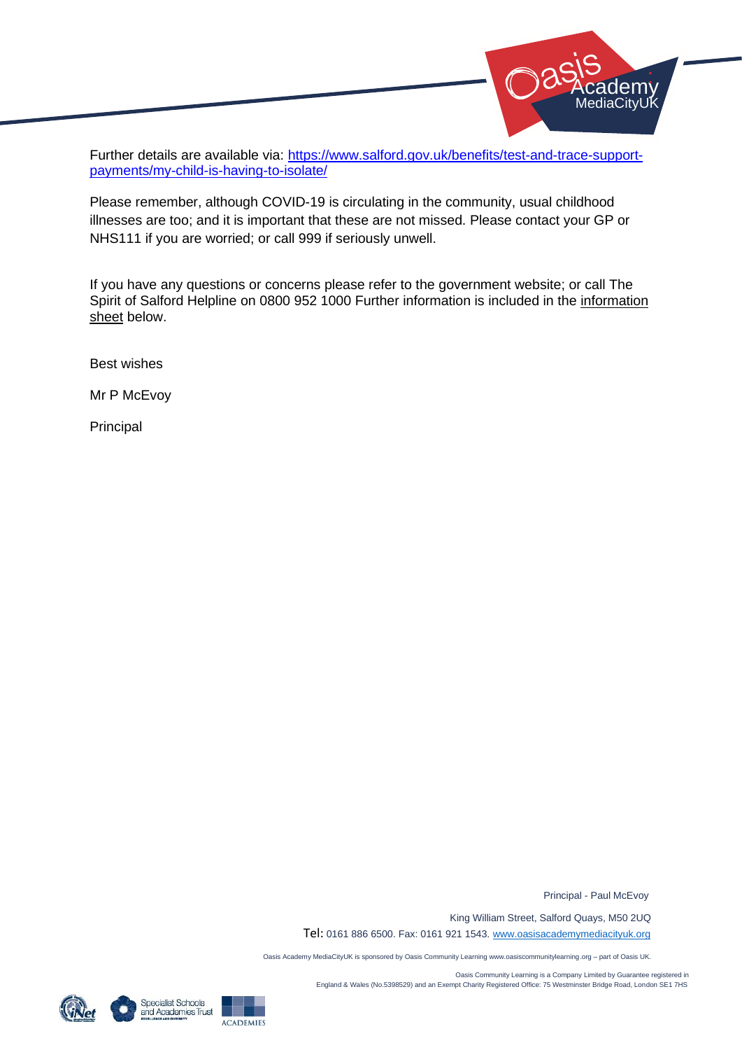Further details are available via: [https://www.salford.gov.uk/benefits/test-and-trace-support-payments/my-child-is-having-to-isolate/](https://www.salford.gov.uk/benefits/test-and-trace-support-payments/my-child-is-having-to-isolate/)

Please remember, although COVID-19 is circulating in the community, usual childhood illnesses are too; and it is important that these are not missed. Please contact your GP or NHS111 if you are worried; or call 999 if seriously unwell.

If you have any questions or concerns please refer to the government website; or call The Spirit of Salford Helpline on 0800 952 1000 Further information is included in the information sheet below.

Best wishes

Mr P McEvoy

Principal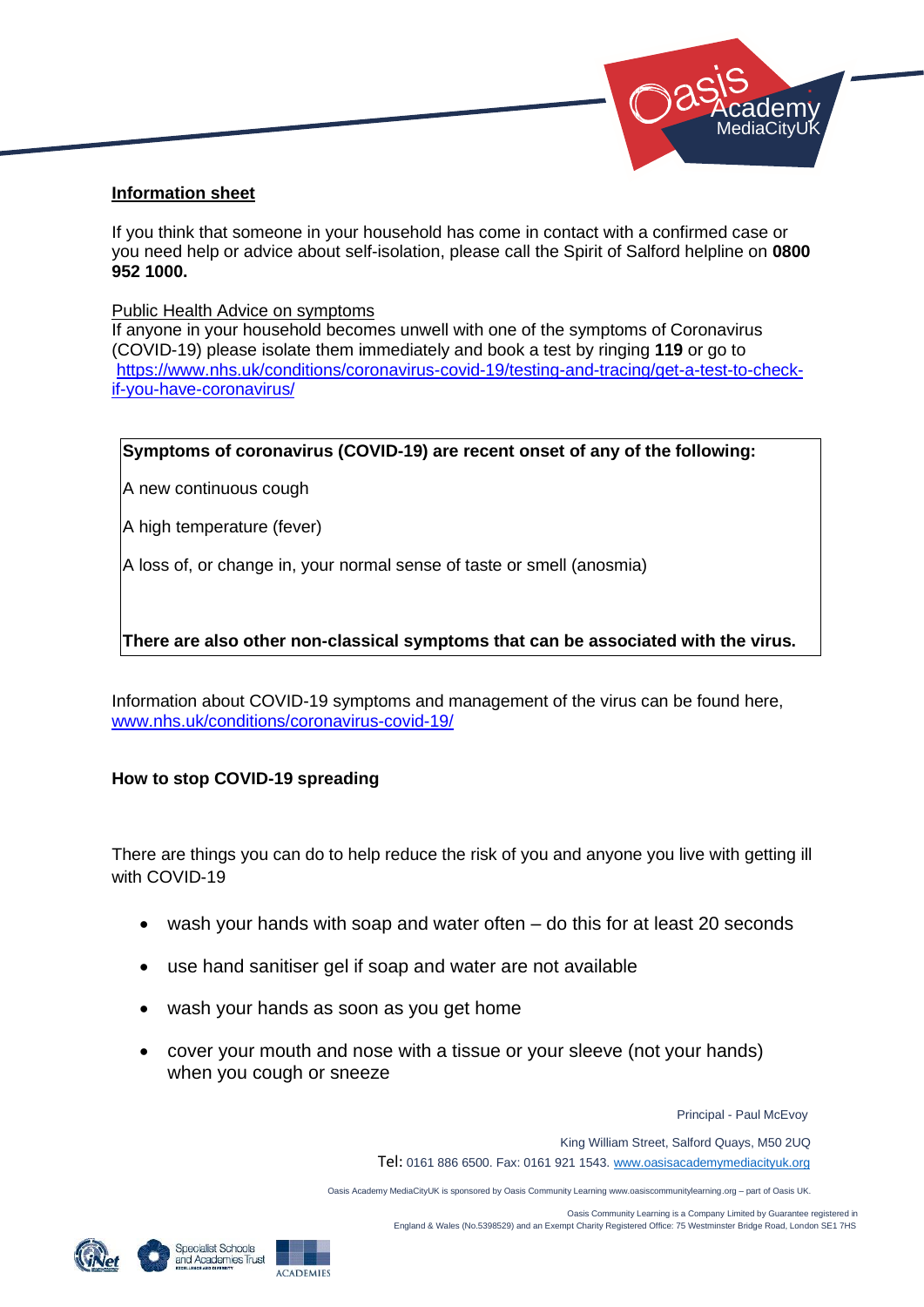**Information sheet**

If you think that someone in your household has come in contact with a confirmed case or you need help or advice about self-isolation, please call the Spirit of Salford helpline on **0800 952 1000.**

Public Health Advice on symptoms

If anyone in your household becomes unwell with one of the symptoms of Coronavirus (COVID-19) please isolate them immediately and book a test by ringing **119** or go to https://www.nhs.uk/conditions/coronavirus-covid-19/testing-and-tracing/get-a-test-to-check-if-you-have-coronavirus/

| **Symptoms of coronavirus (COVID-19) are recent onset of any of the following:** |
|---|
| A new continuous cough |
| A high temperature (fever) |
| A loss of, or change in, your normal sense of taste or smell (anosmia) |
| **There are also other non-classical symptoms that can be associated with the virus.** |

Information about COVID-19 symptoms and management of the virus can be found here, www.nhs.uk/conditions/coronavirus-covid-19/

**How to stop COVID-19 spreading**

There are things you can do to help reduce the risk of you and anyone you live with getting ill with COVID-19

- wash your hands with soap and water often – do this for at least 20 seconds
- use hand sanitiser gel if soap and water are not available
- wash your hands as soon as you get home
- cover your mouth and nose with a tissue or your sleeve (not your hands) when you cough or sneeze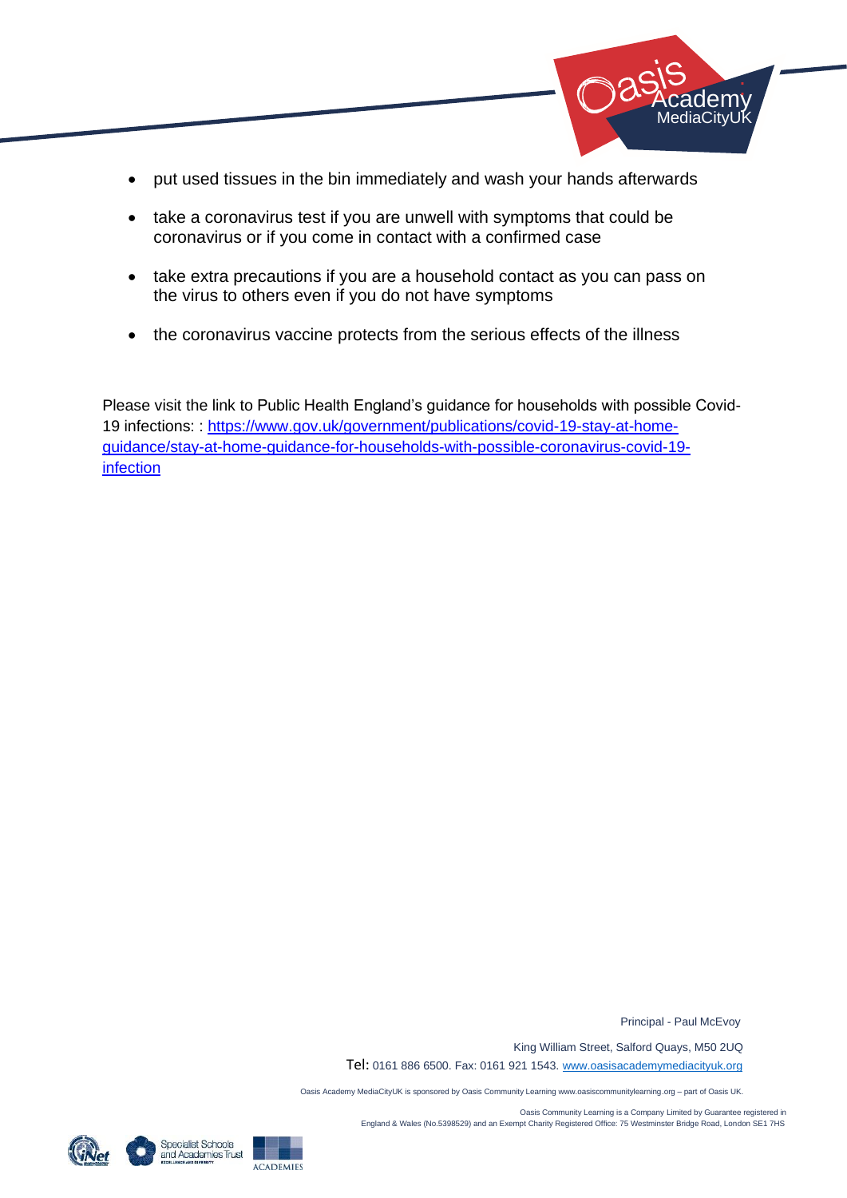- put used tissues in the bin immediately and wash your hands afterwards
- take a coronavirus test if you are unwell with symptoms that could be coronavirus or if you come in contact with a confirmed case
- take extra precautions if you are a household contact as you can pass on the virus to others even if you do not have symptoms
- the coronavirus vaccine protects from the serious effects of the illness

Please visit the link to Public Health England's guidance for households with possible Covid-19 infections: : [https://www.gov.uk/government/publications/covid-19-stay-at-home-guidance/stay-at-home-guidance-for-households-with-possible-coronavirus-covid-19-infection](https://www.gov.uk/government/publications/covid-19-stay-at-home-guidance/stay-at-home-guidance-for-households-with-possible-coronavirus-covid-19-infection)

Principal - Paul McEvoy

King William Street, Salford Quays, M50 2UQ

Tel: 0161 886 6500. Fax: 0161 921 1543. [www.oasisacademymediacityuk.org](http://www.oasisacademymediacityuk.org)

Oasis Academy MediaCityUK is sponsored by Oasis Community Learning www.oasiscommunitylearning.org – part of Oasis UK.

Oasis Community Learning is a Company Limited by Guarantee registered in England & Wales (No.5398529) and an Exempt Charity Registered Office: 75 Westminster Bridge Road, London SE1 7HS